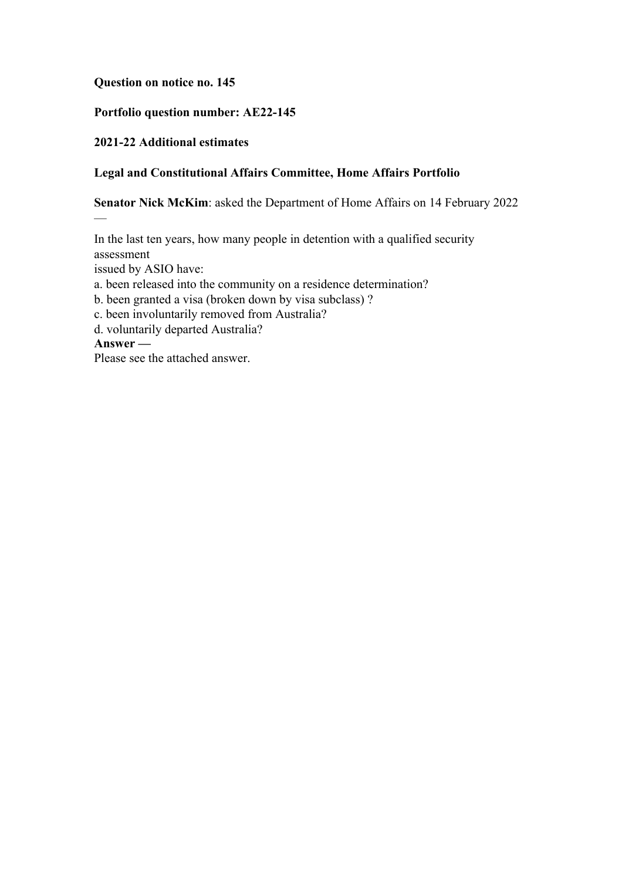**Question on notice no. 145**

**Portfolio question number: AE22-145**

**2021-22 Additional estimates**

**Legal and Constitutional Affairs Committee, Home Affairs Portfolio**

**Senator Nick McKim**: asked the Department of Home Affairs on 14 February 2022 —

In the last ten years, how many people in detention with a qualified security assessment
issued by ASIO have:

a. been released into the community on a residence determination?
b. been granted a visa (broken down by visa subclass) ?
c. been involuntarily removed from Australia?
d. voluntarily departed Australia?

**Answer —**

Please see the attached answer.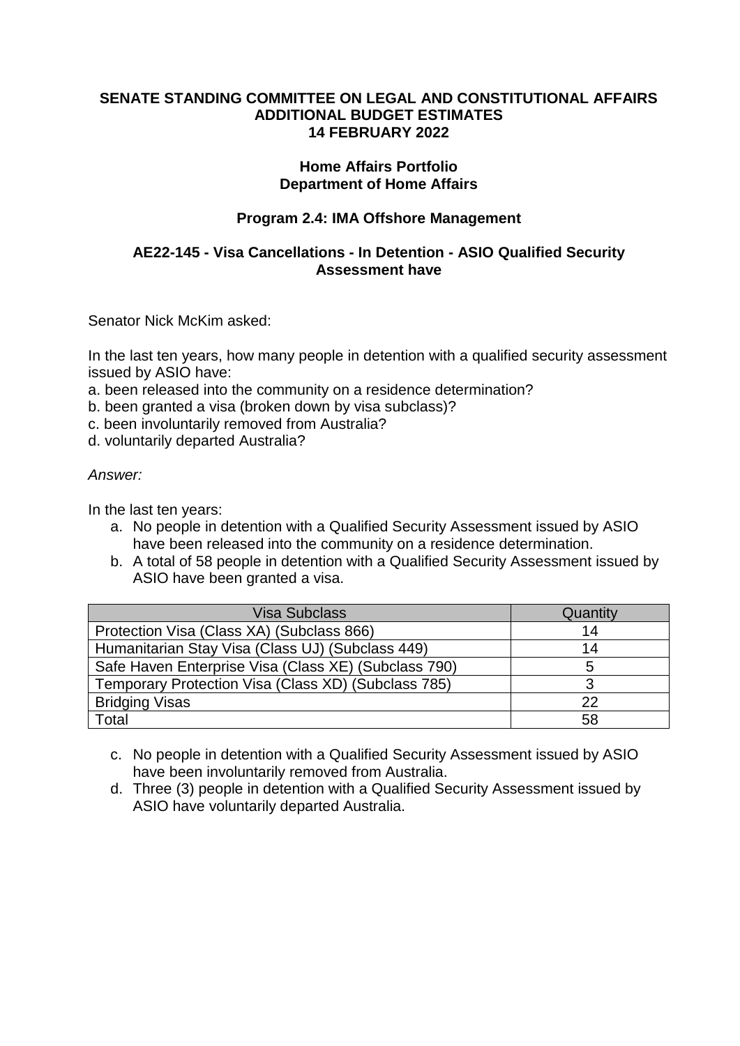**SENATE STANDING COMMITTEE ON LEGAL AND CONSTITUTIONAL AFFAIRS**
**ADDITIONAL BUDGET ESTIMATES**
**14 FEBRUARY 2022**

**Home Affairs Portfolio**
**Department of Home Affairs**

**Program 2.4: IMA Offshore Management**

**AE22-145 - Visa Cancellations - In Detention - ASIO Qualified Security Assessment have**

Senator Nick McKim asked:

In the last ten years, how many people in detention with a qualified security assessment issued by ASIO have:
a. been released into the community on a residence determination?
b. been granted a visa (broken down by visa subclass)?
c. been involuntarily removed from Australia?
d. voluntarily departed Australia?

*Answer:*

In the last ten years:

a. No people in detention with a Qualified Security Assessment issued by ASIO have been released into the community on a residence determination.
b. A total of 58 people in detention with a Qualified Security Assessment issued by ASIO have been granted a visa.

| Visa Subclass | Quantity |
|---|---|
| Protection Visa (Class XA) (Subclass 866) | 14 |
| Humanitarian Stay Visa (Class UJ) (Subclass 449) | 14 |
| Safe Haven Enterprise Visa (Class XE) (Subclass 790) | 5 |
| Temporary Protection Visa (Class XD) (Subclass 785) | 3 |
| Bridging Visas | 22 |
| Total | 58 |

c. No people in detention with a Qualified Security Assessment issued by ASIO have been involuntarily removed from Australia.
d. Three (3) people in detention with a Qualified Security Assessment issued by ASIO have voluntarily departed Australia.